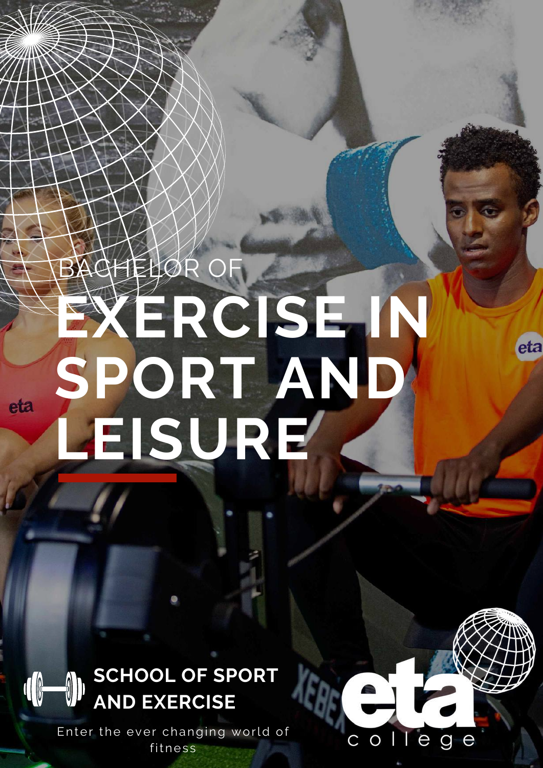BACHELOR OF

# EXERCISE IN SPORT AND LEISURE

## SCHOOL OF SPORT AND EXERCISE

Enter the ever changing world of fitness

eta college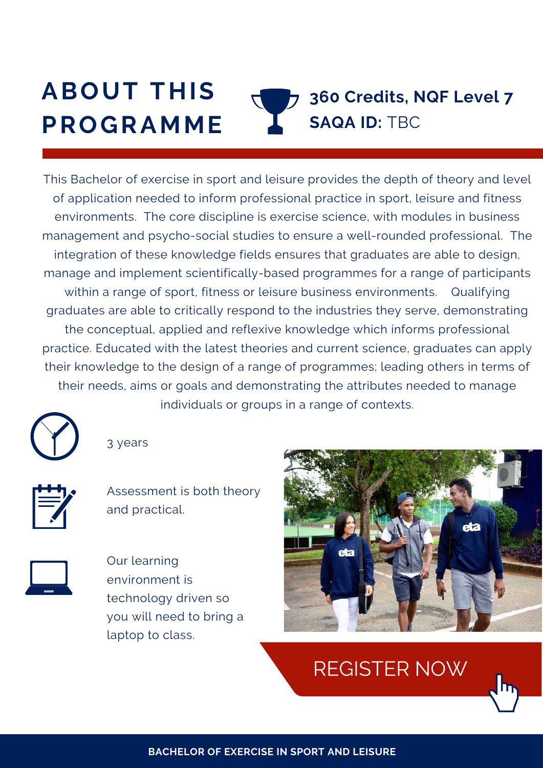# ABOUT THIS PROGRAMME

**360 Credits, NQF Level 7**
**SAQA ID:** TBC

This Bachelor of exercise in sport and leisure provides the depth of theory and level of application needed to inform professional practice in sport, leisure and fitness environments. The core discipline is exercise science, with modules in business management and psycho-social studies to ensure a well-rounded professional. The integration of these knowledge fields ensures that graduates are able to design, manage and implement scientifically-based programmes for a range of participants within a range of sport, fitness or leisure business environments. Qualifying graduates are able to critically respond to the industries they serve, demonstrating the conceptual, applied and reflexive knowledge which informs professional practice. Educated with the latest theories and current science, graduates can apply their knowledge to the design of a range of programmes; leading others in terms of their needs, aims or goals and demonstrating the attributes needed to manage individuals or groups in a range of contexts.

3 years

Assessment is both theory and practical.

Our learning environment is technology driven so you will need to bring a laptop to class.

REGISTER NOW

**BACHELOR OF EXERCISE IN SPORT AND LEISURE**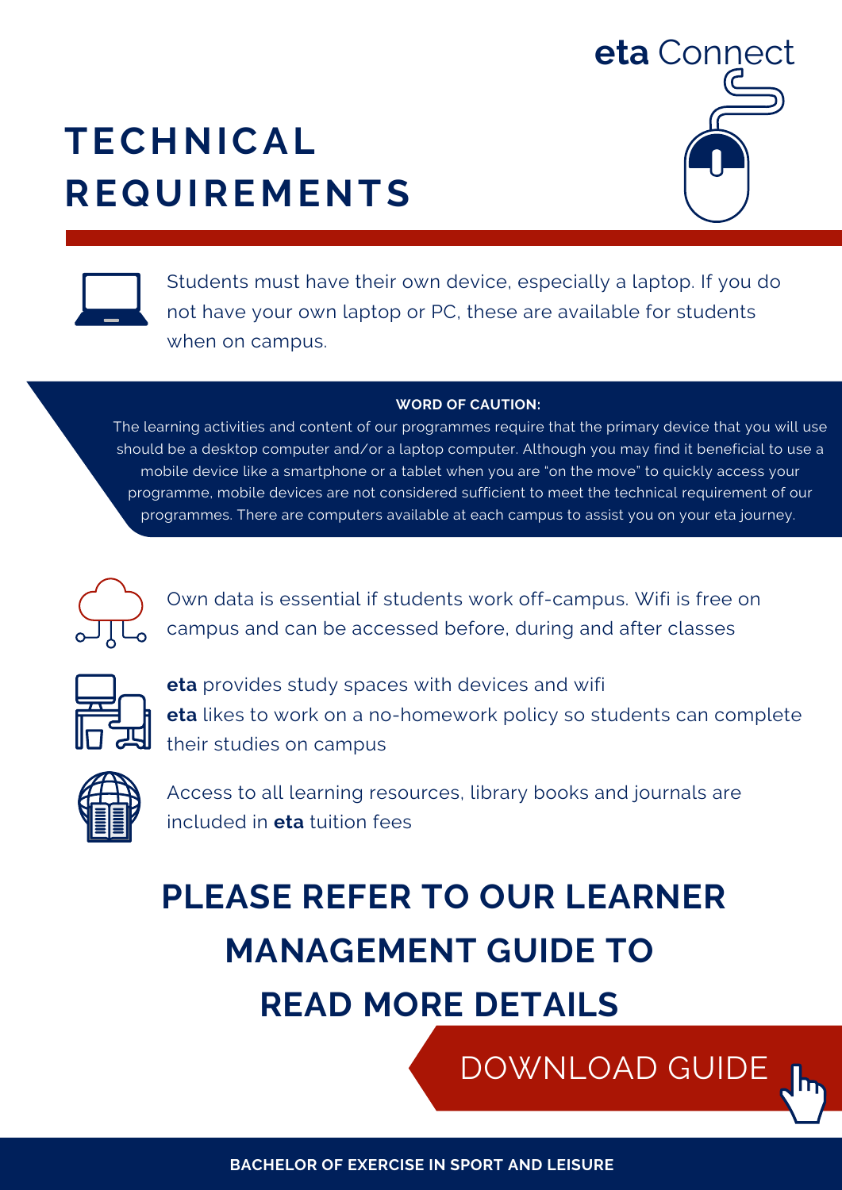**eta** Connect

# TECHNICAL REQUIREMENTS

Students must have their own device, especially a laptop. If you do not have your own laptop or PC, these are available for students when on campus.

**WORD OF CAUTION:**

The learning activities and content of our programmes require that the primary device that you will use should be a desktop computer and/or a laptop computer. Although you may find it beneficial to use a mobile device like a smartphone or a tablet when you are "on the move" to quickly access your programme, mobile devices are not considered sufficient to meet the technical requirement of our programmes. There are computers available at each campus to assist you on your eta journey.

Own data is essential if students work off-campus. Wifi is free on campus and can be accessed before, during and after classes

**eta** provides study spaces with devices and wifi
**eta** likes to work on a no-homework policy so students can complete their studies on campus

Access to all learning resources, library books and journals are included in **eta** tuition fees

## PLEASE REFER TO OUR LEARNER MANAGEMENT GUIDE TO READ MORE DETAILS

DOWNLOAD GUIDE

**BACHELOR OF EXERCISE IN SPORT AND LEISURE**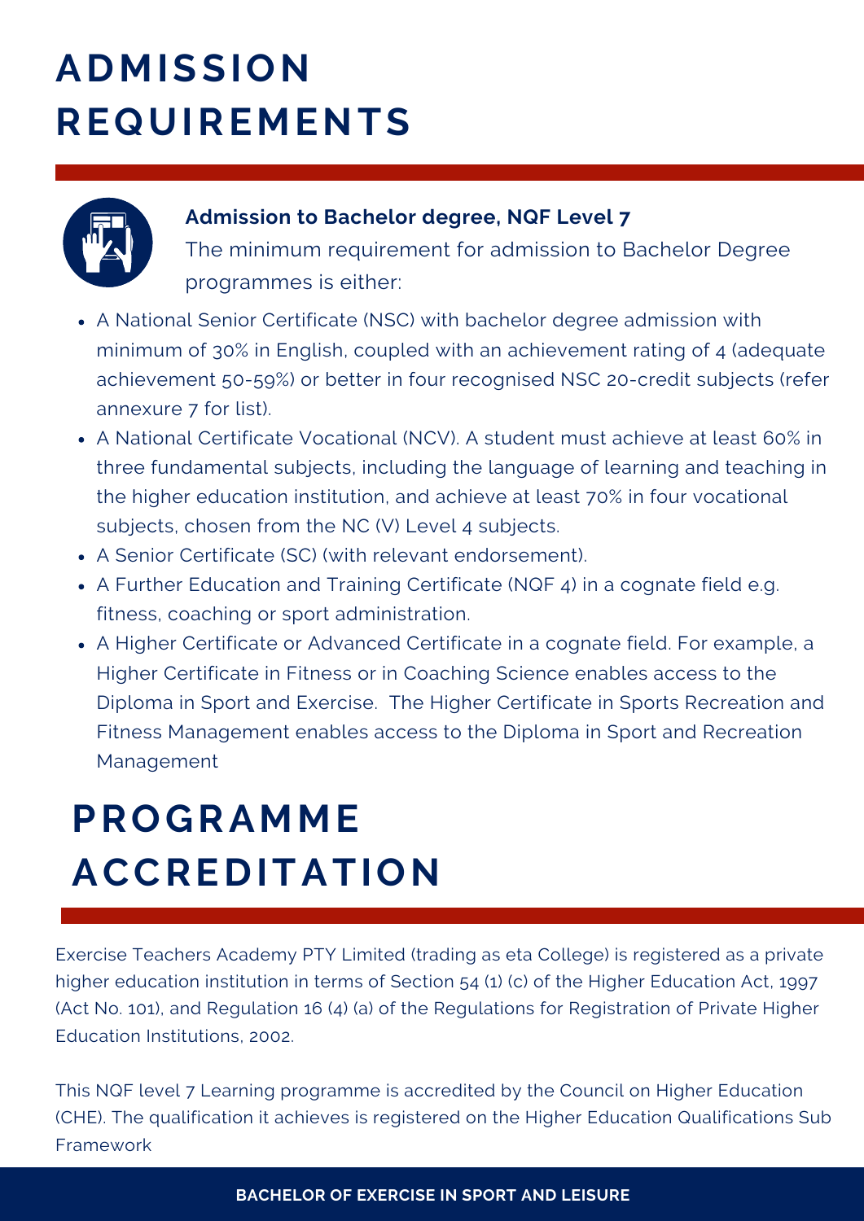# ADMISSION REQUIREMENTS

**Admission to Bachelor degree, NQF Level 7**

The minimum requirement for admission to Bachelor Degree programmes is either:

- A National Senior Certificate (NSC) with bachelor degree admission with minimum of 30% in English, coupled with an achievement rating of 4 (adequate achievement 50-59%) or better in four recognised NSC 20-credit subjects (refer annexure 7 for list).
- A National Certificate Vocational (NCV). A student must achieve at least 60% in three fundamental subjects, including the language of learning and teaching in the higher education institution, and achieve at least 70% in four vocational subjects, chosen from the NC (V) Level 4 subjects.
- A Senior Certificate (SC) (with relevant endorsement).
- A Further Education and Training Certificate (NQF 4) in a cognate field e.g. fitness, coaching or sport administration.
- A Higher Certificate or Advanced Certificate in a cognate field. For example, a Higher Certificate in Fitness or in Coaching Science enables access to the Diploma in Sport and Exercise. The Higher Certificate in Sports Recreation and Fitness Management enables access to the Diploma in Sport and Recreation Management

# PROGRAMME ACCREDITATION

Exercise Teachers Academy PTY Limited (trading as eta College) is registered as a private higher education institution in terms of Section 54 (1) (c) of the Higher Education Act, 1997 (Act No. 101), and Regulation 16 (4) (a) of the Regulations for Registration of Private Higher Education Institutions, 2002.

This NQF level 7 Learning programme is accredited by the Council on Higher Education (CHE). The qualification it achieves is registered on the Higher Education Qualifications Sub Framework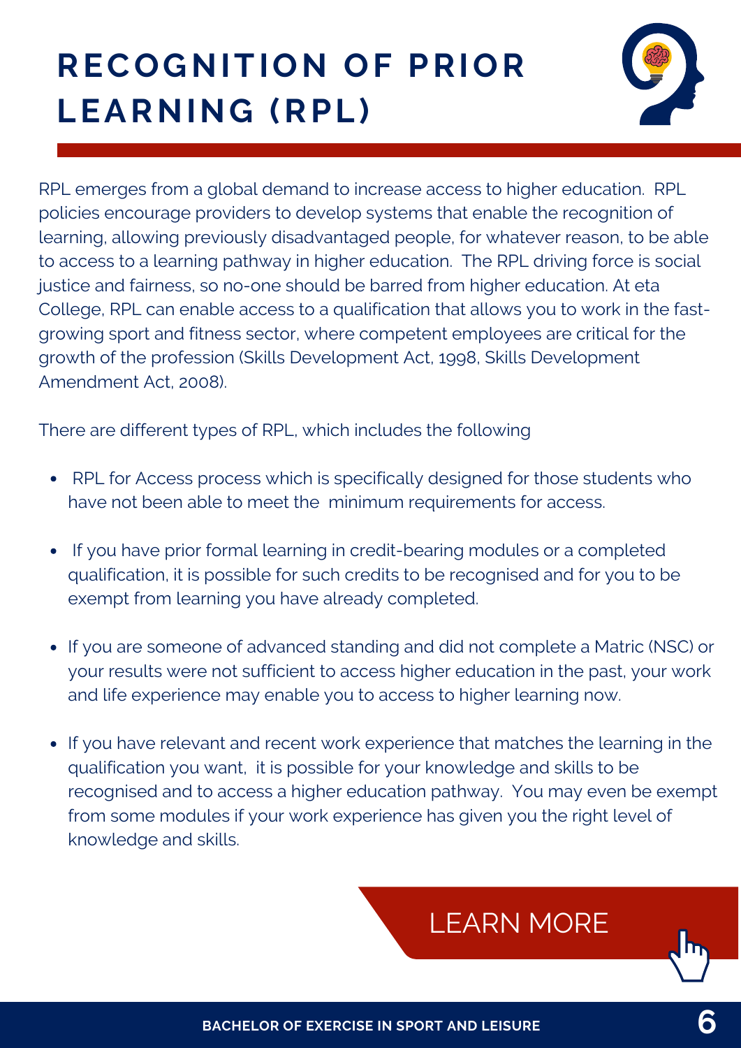# RECOGNITION OF PRIOR LEARNING (RPL)

RPL emerges from a global demand to increase access to higher education. RPL policies encourage providers to develop systems that enable the recognition of learning, allowing previously disadvantaged people, for whatever reason, to be able to access to a learning pathway in higher education. The RPL driving force is social justice and fairness, so no-one should be barred from higher education. At eta College, RPL can enable access to a qualification that allows you to work in the fast-growing sport and fitness sector, where competent employees are critical for the growth of the profession (Skills Development Act, 1998, Skills Development Amendment Act, 2008).

There are different types of RPL, which includes the following

- RPL for Access process which is specifically designed for those students who have not been able to meet the minimum requirements for access.
- If you have prior formal learning in credit-bearing modules or a completed qualification, it is possible for such credits to be recognised and for you to be exempt from learning you have already completed.
- If you are someone of advanced standing and did not complete a Matric (NSC) or your results were not sufficient to access higher education in the past, your work and life experience may enable you to access to higher learning now.
- If you have relevant and recent work experience that matches the learning in the qualification you want, it is possible for your knowledge and skills to be recognised and to access a higher education pathway. You may even be exempt from some modules if your work experience has given you the right level of knowledge and skills.

LEARN MORE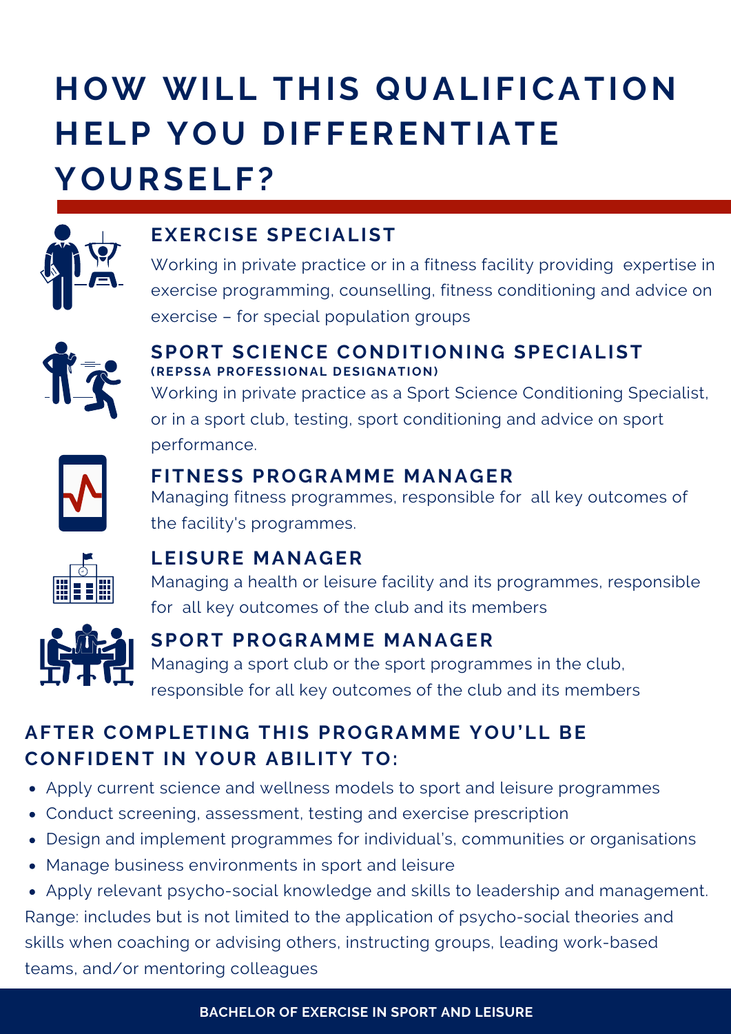# HOW WILL THIS QUALIFICATION HELP YOU DIFFERENTIATE YOURSELF?

## EXERCISE SPECIALIST

Working in private practice or in a fitness facility providing expertise in exercise programming, counselling, fitness conditioning and advice on exercise – for special population groups

## SPORT SCIENCE CONDITIONING SPECIALIST

**(REPSSA PROFESSIONAL DESIGNATION)**

Working in private practice as a Sport Science Conditioning Specialist, or in a sport club, testing, sport conditioning and advice on sport performance.

## FITNESS PROGRAMME MANAGER

Managing fitness programmes, responsible for all key outcomes of the facility's programmes.

## LEISURE MANAGER

Managing a health or leisure facility and its programmes, responsible for all key outcomes of the club and its members

## SPORT PROGRAMME MANAGER

Managing a sport club or the sport programmes in the club, responsible for all key outcomes of the club and its members

## AFTER COMPLETING THIS PROGRAMME YOU'LL BE CONFIDENT IN YOUR ABILITY TO:

- Apply current science and wellness models to sport and leisure programmes
- Conduct screening, assessment, testing and exercise prescription
- Design and implement programmes for individual's, communities or organisations
- Manage business environments in sport and leisure
- Apply relevant psycho-social knowledge and skills to leadership and management.

Range: includes but is not limited to the application of psycho-social theories and skills when coaching or advising others, instructing groups, leading work-based teams, and/or mentoring colleagues

**BACHELOR OF EXERCISE IN SPORT AND LEISURE**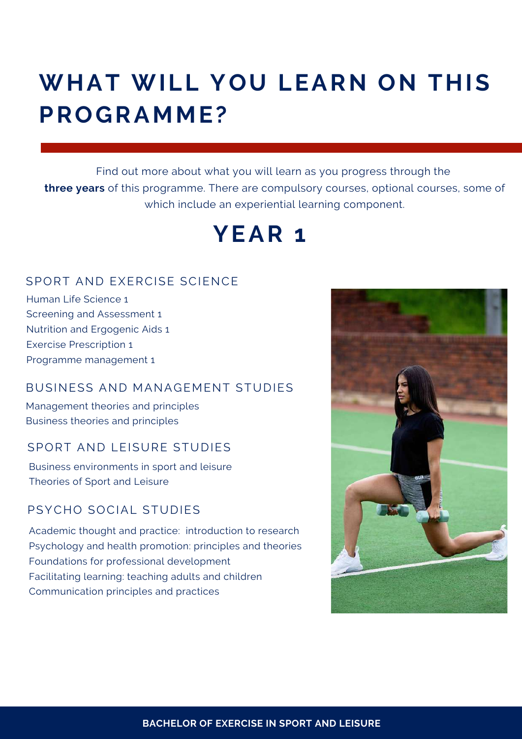# WHAT WILL YOU LEARN ON THIS PROGRAMME?

Find out more about what you will learn as you progress through the **three years** of this programme. There are compulsory courses, optional courses, some of which include an experiential learning component.

## YEAR 1

### SPORT AND EXERCISE SCIENCE

Human Life Science 1
Screening and Assessment 1
Nutrition and Ergogenic Aids 1
Exercise Prescription 1
Programme management 1

### BUSINESS AND MANAGEMENT STUDIES

Management theories and principles
Business theories and principles

### SPORT AND LEISURE STUDIES

Business environments in sport and leisure
Theories of Sport and Leisure

### PSYCHO SOCIAL STUDIES

Academic thought and practice: introduction to research
Psychology and health promotion: principles and theories
Foundations for professional development
Facilitating learning: teaching adults and children
Communication principles and practices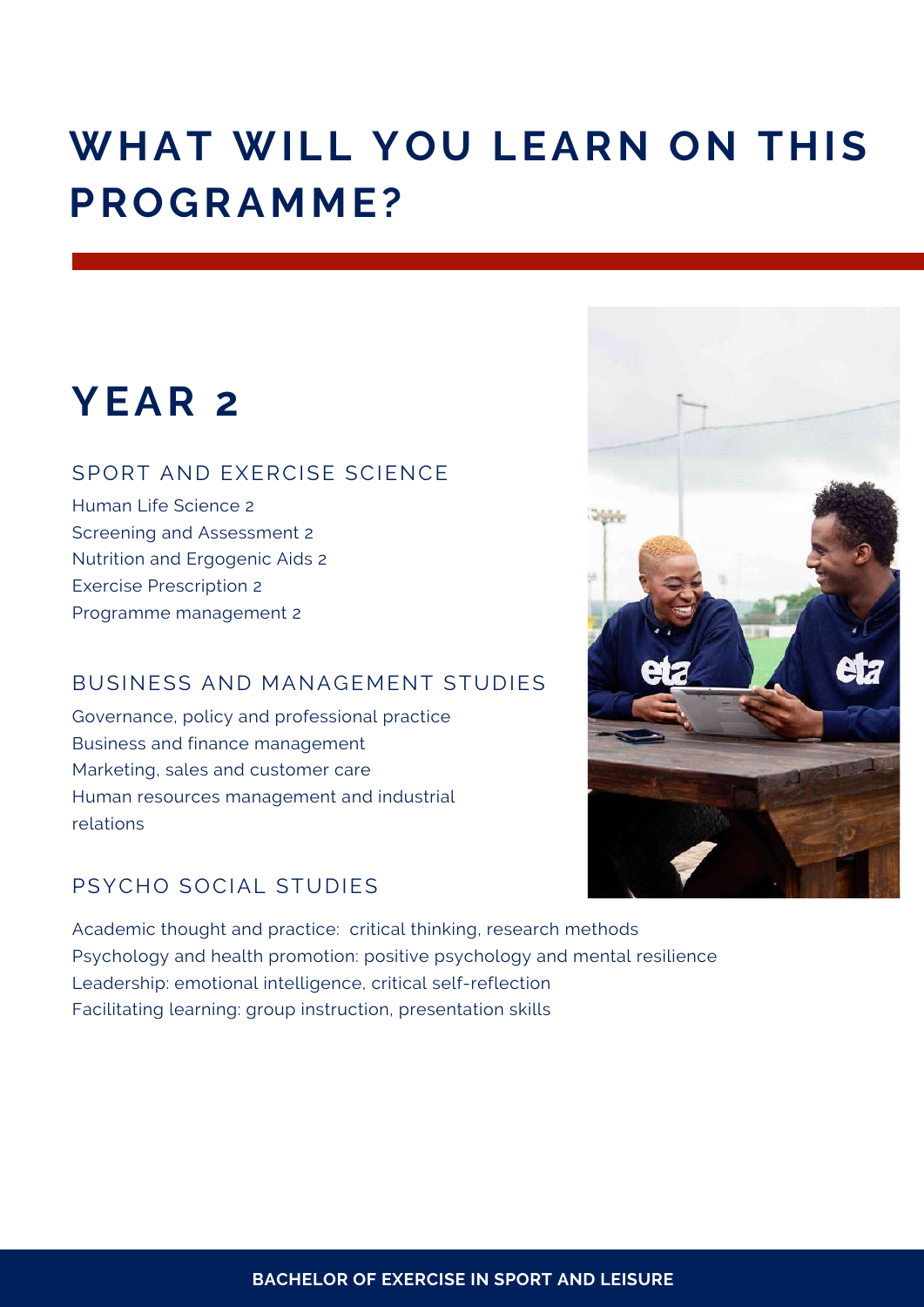# WHAT WILL YOU LEARN ON THIS PROGRAMME?

## YEAR 2

### SPORT AND EXERCISE SCIENCE

Human Life Science 2
Screening and Assessment 2
Nutrition and Ergogenic Aids 2
Exercise Prescription 2
Programme management 2

### BUSINESS AND MANAGEMENT STUDIES

Governance, policy and professional practice
Business and finance management
Marketing, sales and customer care
Human resources management and industrial relations

### PSYCHO SOCIAL STUDIES

Academic thought and practice: critical thinking, research methods
Psychology and health promotion: positive psychology and mental resilience
Leadership: emotional intelligence, critical self-reflection
Facilitating learning: group instruction, presentation skills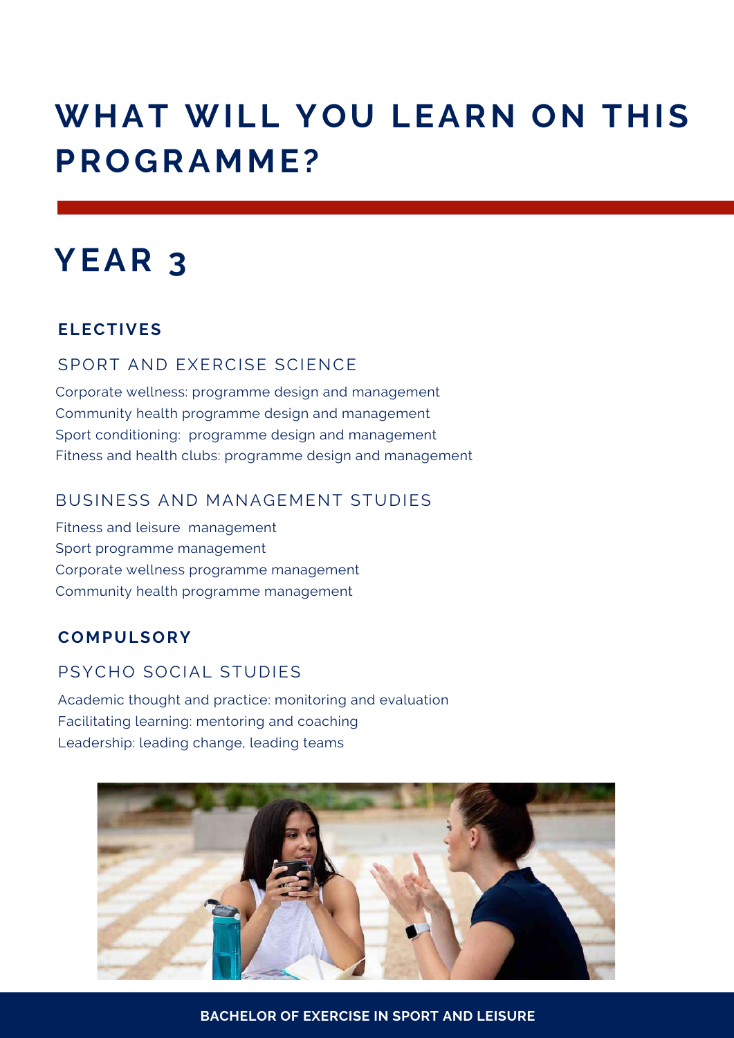# WHAT WILL YOU LEARN ON THIS PROGRAMME?

## YEAR 3

### ELECTIVES

#### SPORT AND EXERCISE SCIENCE

Corporate wellness: programme design and management
Community health programme design and management
Sport conditioning: programme design and management
Fitness and health clubs: programme design and management

#### BUSINESS AND MANAGEMENT STUDIES

Fitness and leisure management
Sport programme management
Corporate wellness programme management
Community health programme management

### COMPULSORY

#### PSYCHO SOCIAL STUDIES

Academic thought and practice: monitoring and evaluation
Facilitating learning: mentoring and coaching
Leadership: leading change, leading teams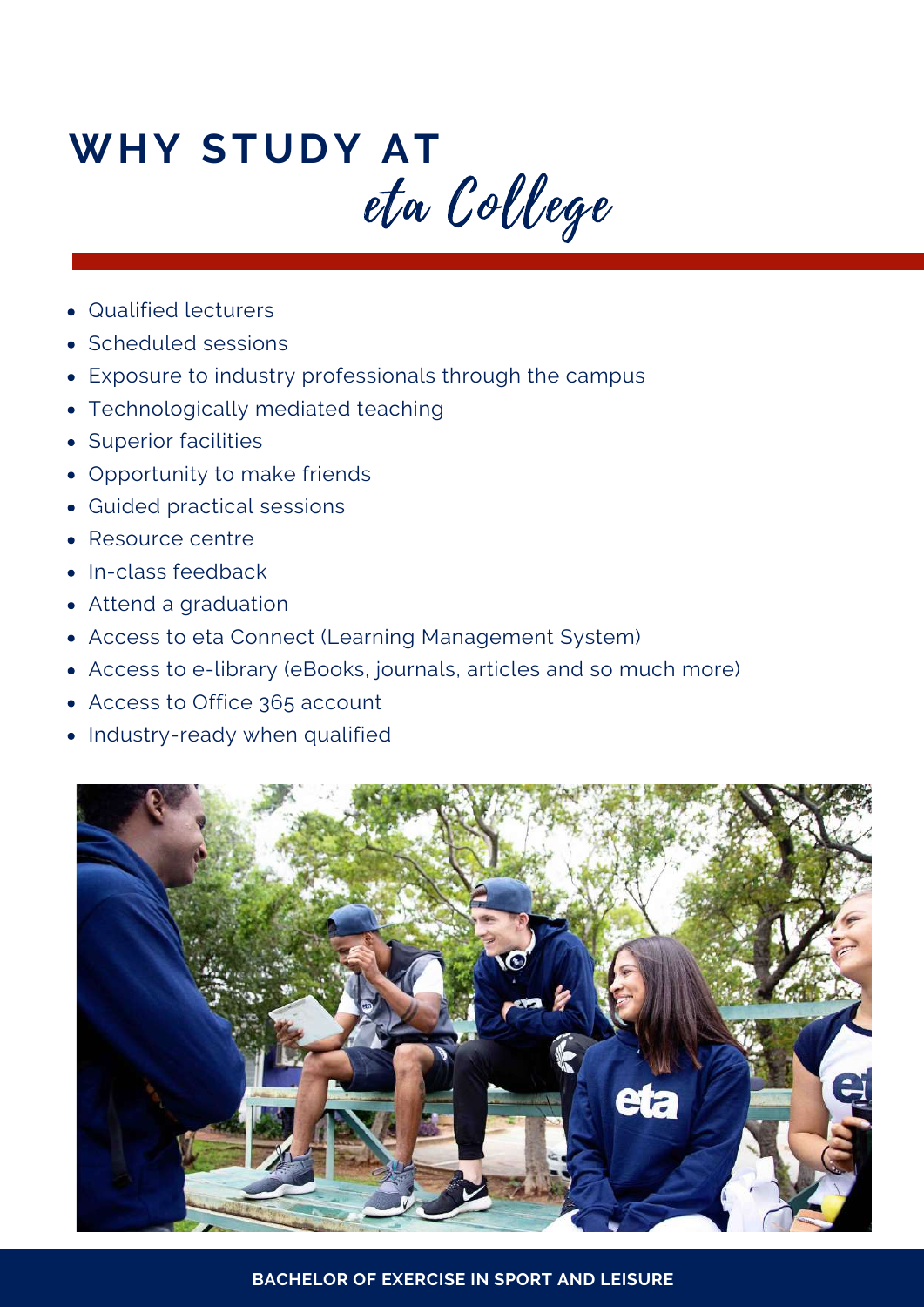# WHY STUDY AT *eta College*

- Qualified lecturers
- Scheduled sessions
- Exposure to industry professionals through the campus
- Technologically mediated teaching
- Superior facilities
- Opportunity to make friends
- Guided practical sessions
- Resource centre
- In-class feedback
- Attend a graduation
- Access to eta Connect (Learning Management System)
- Access to e-library (eBooks, journals, articles and so much more)
- Access to Office 365 account
- Industry-ready when qualified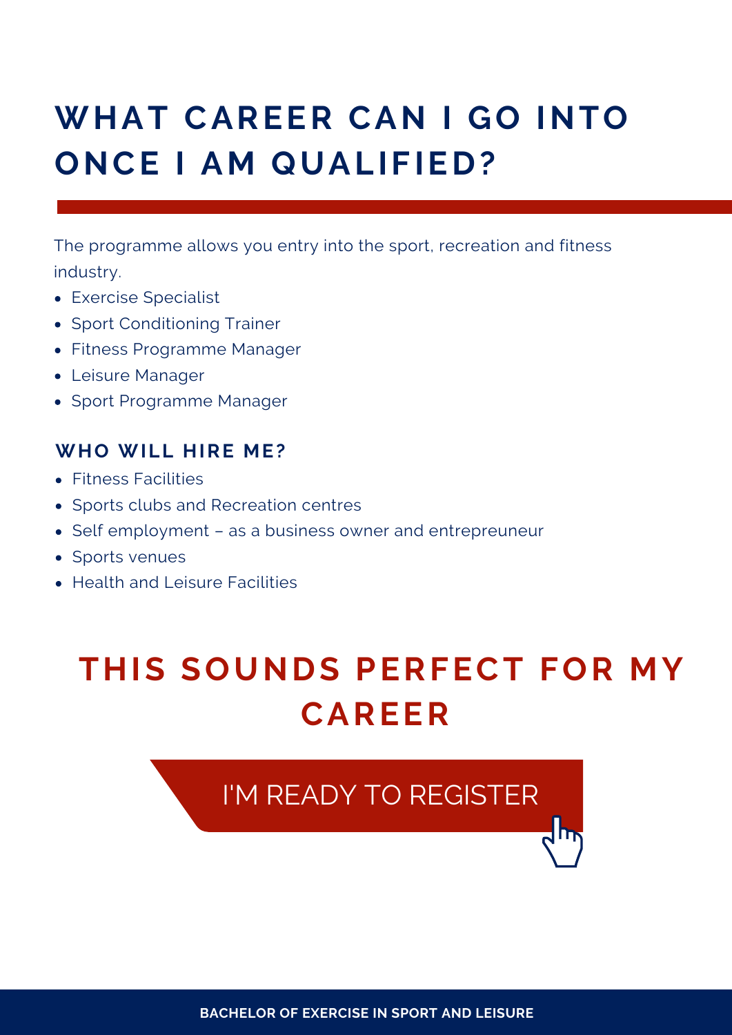# WHAT CAREER CAN I GO INTO ONCE I AM QUALIFIED?

The programme allows you entry into the sport, recreation and fitness industry.

- Exercise Specialist
- Sport Conditioning Trainer
- Fitness Programme Manager
- Leisure Manager
- Sport Programme Manager

### WHO WILL HIRE ME?

- Fitness Facilities
- Sports clubs and Recreation centres
- Self employment – as a business owner and entrepreneur
- Sports venues
- Health and Leisure Facilities

## THIS SOUNDS PERFECT FOR MY CAREER

I'M READY TO REGISTER

BACHELOR OF EXERCISE IN SPORT AND LEISURE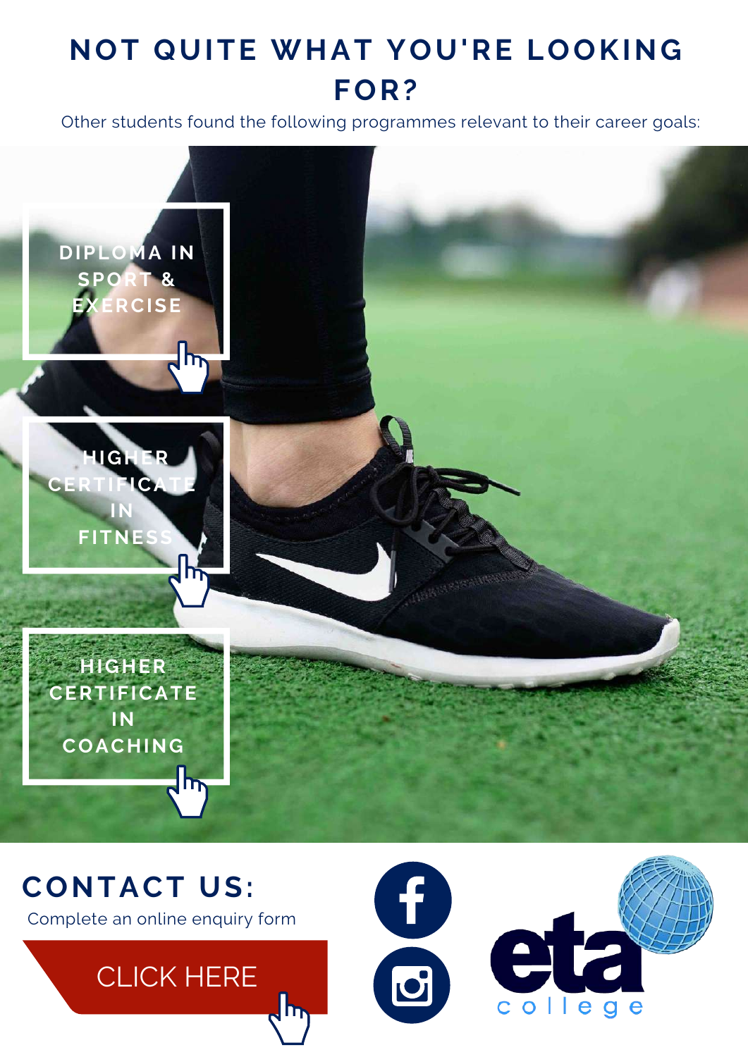# NOT QUITE WHAT YOU'RE LOOKING FOR?

Other students found the following programmes relevant to their career goals:

- DIPLOMA IN SPORT & EXERCISE
- HIGHER CERTIFICATE IN FITNESS
- HIGHER CERTIFICATE IN COACHING

## CONTACT US:

Complete an online enquiry form

CLICK HERE

eta college